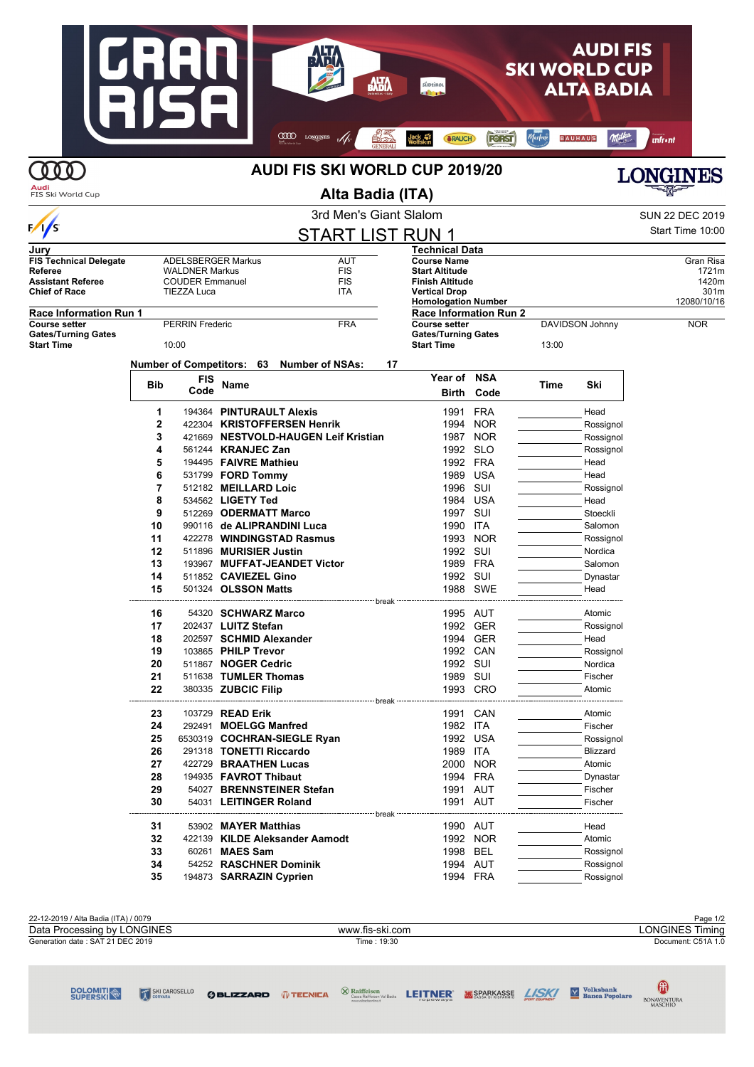# AUDI FIS SKI WORLD CUP 2019/20

## Alta Badia (ITA)

### 3rd Men's Giant Slalom

SUN 22 DEC 2019

Start Time 10:00

## START LIST RUN 1

| Jury | | |
|---|---|---|
| FIS Technical Delegate | ADELSBERGER Markus | AUT |
| Referee | WALDNER Markus | FIS |
| Assistant Referee | COUDER Emmanuel | FIS |
| Chief of Race | TIEZZA Luca | ITA |

| Technical Data | |
|---|---|
| Course Name | Gran Risa |
| Start Altitude | 1721m |
| Finish Altitude | 1420m |
| Vertical Drop | 301m |
| Homologation Number | 12080/10/16 |

| Race Information Run 1 | | |
|---|---|---|
| Course setter | PERRIN Frederic | FRA |
| Gates/Turning Gates | | |
| Start Time | 10:00 | |

| Race Information Run 2 | | |
|---|---|---|
| Course setter | DAVIDSON Johnny | NOR |
| Gates/Turning Gates | | |
| Start Time | 13:00 | |

Number of Competitors: 63 Number of NSAs: 17

| Bib | FIS Code | Name | Year of Birth | NSA Code | Time | Ski |
|---|---|---|---|---|---|---|
| 1 | 194364 | **PINTURAULT Alexis** | 1991 | FRA | | Head |
| 2 | 422304 | **KRISTOFFERSEN Henrik** | 1994 | NOR | | Rossignol |
| 3 | 421669 | **NESTVOLD-HAUGEN Leif Kristian** | 1987 | NOR | | Rossignol |
| 4 | 561244 | **KRANJEC Zan** | 1992 | SLO | | Rossignol |
| 5 | 194495 | **FAIVRE Mathieu** | 1992 | FRA | | Head |
| 6 | 531799 | **FORD Tommy** | 1989 | USA | | Head |
| 7 | 512182 | **MEILLARD Loic** | 1996 | SUI | | Rossignol |
| 8 | 534562 | **LIGETY Ted** | 1984 | USA | | Head |
| 9 | 512269 | **ODERMATT Marco** | 1997 | SUI | | Stoeckli |
| 10 | 990116 | **de ALIPRANDINI Luca** | 1990 | ITA | | Salomon |
| 11 | 422278 | **WINDINGSTAD Rasmus** | 1993 | NOR | | Rossignol |
| 12 | 511896 | **MURISIER Justin** | 1992 | SUI | | Nordica |
| 13 | 193967 | **MUFFAT-JEANDET Victor** | 1989 | FRA | | Salomon |
| 14 | 511852 | **CAVIEZEL Gino** | 1992 | SUI | | Dynastar |
| 15 | 501324 | **OLSSON Matts** | 1988 | SWE | | Head |
| | | break | | | | |
| 16 | 54320 | **SCHWARZ Marco** | 1995 | AUT | | Atomic |
| 17 | 202437 | **LUITZ Stefan** | 1992 | GER | | Rossignol |
| 18 | 202597 | **SCHMID Alexander** | 1994 | GER | | Head |
| 19 | 103865 | **PHILP Trevor** | 1992 | CAN | | Rossignol |
| 20 | 511867 | **NOGER Cedric** | 1992 | SUI | | Nordica |
| 21 | 511638 | **TUMLER Thomas** | 1989 | SUI | | Fischer |
| 22 | 380335 | **ZUBCIC Filip** | 1993 | CRO | | Atomic |
| | | break | | | | |
| 23 | 103729 | **READ Erik** | 1991 | CAN | | Atomic |
| 24 | 292491 | **MOELGG Manfred** | 1982 | ITA | | Fischer |
| 25 | 6530319 | **COCHRAN-SIEGLE Ryan** | 1992 | USA | | Rossignol |
| 26 | 291318 | **TONETTI Riccardo** | 1989 | ITA | | Blizzard |
| 27 | 422729 | **BRAATHEN Lucas** | 2000 | NOR | | Atomic |
| 28 | 194935 | **FAVROT Thibaut** | 1994 | FRA | | Dynastar |
| 29 | 54027 | **BRENNSTEINER Stefan** | 1991 | AUT | | Fischer |
| 30 | 54031 | **LEITINGER Roland** | 1991 | AUT | | Fischer |
| | | break | | | | |
| 31 | 53902 | **MAYER Matthias** | 1990 | AUT | | Head |
| 32 | 422139 | **KILDE Aleksander Aamodt** | 1992 | NOR | | Atomic |
| 33 | 60261 | **MAES Sam** | 1998 | BEL | | Rossignol |
| 34 | 54252 | **RASCHNER Dominik** | 1994 | AUT | | Rossignol |
| 35 | 194873 | **SARRAZIN Cyprien** | 1994 | FRA | | Rossignol |

22-12-2019 / Alta Badia (ITA) / 0079

Data Processing by LONGINES — www.fis-ski.com — LONGINES Timing

Generation date : SAT 21 DEC 2019 — Time : 19:30 — Document: C51A 1.0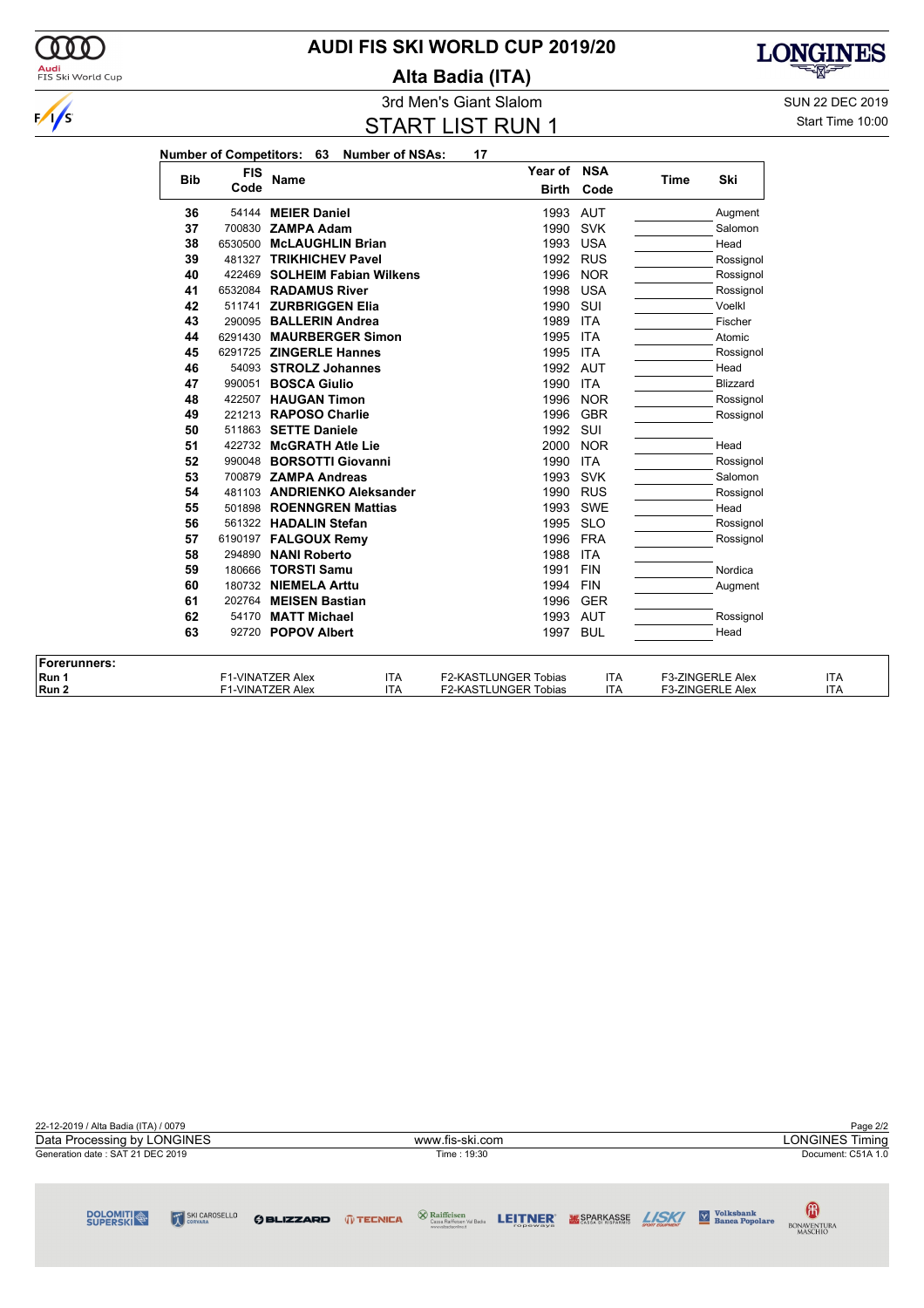# AUDI FIS SKI WORLD CUP 2019/20

## Alta Badia (ITA)

### 3rd Men's Giant Slalom

SUN 22 DEC 2019

## START LIST RUN 1

Start Time 10:00

**Number of Competitors: 63 Number of NSAs: 17**

| Bib | FIS Code | Name | Year of Birth | NSA Code | Time | Ski |
|---|---|---|---|---|---|---|
| 36 | 54144 | **MEIER Daniel** | 1993 | AUT | | Augment |
| 37 | 700830 | **ZAMPA Adam** | 1990 | SVK | | Salomon |
| 38 | 6530500 | **McLAUGHLIN Brian** | 1993 | USA | | Head |
| 39 | 481327 | **TRIKHICHEV Pavel** | 1992 | RUS | | Rossignol |
| 40 | 422469 | **SOLHEIM Fabian Wilkens** | 1996 | NOR | | Rossignol |
| 41 | 6532084 | **RADAMUS River** | 1998 | USA | | Rossignol |
| 42 | 511741 | **ZURBRIGGEN Elia** | 1990 | SUI | | Voelkl |
| 43 | 290095 | **BALLERIN Andrea** | 1989 | ITA | | Fischer |
| 44 | 6291430 | **MAURBERGER Simon** | 1995 | ITA | | Atomic |
| 45 | 6291725 | **ZINGERLE Hannes** | 1995 | ITA | | Rossignol |
| 46 | 54093 | **STROLZ Johannes** | 1992 | AUT | | Head |
| 47 | 990051 | **BOSCA Giulio** | 1990 | ITA | | Blizzard |
| 48 | 422507 | **HAUGAN Timon** | 1996 | NOR | | Rossignol |
| 49 | 221213 | **RAPOSO Charlie** | 1996 | GBR | | Rossignol |
| 50 | 511863 | **SETTE Daniele** | 1992 | SUI | | |
| 51 | 422732 | **McGRATH Atle Lie** | 2000 | NOR | | Head |
| 52 | 990048 | **BORSOTTI Giovanni** | 1990 | ITA | | Rossignol |
| 53 | 700879 | **ZAMPA Andreas** | 1993 | SVK | | Salomon |
| 54 | 481103 | **ANDRIENKO Aleksander** | 1990 | RUS | | Rossignol |
| 55 | 501898 | **ROENNGREN Mattias** | 1993 | SWE | | Head |
| 56 | 561322 | **HADALIN Stefan** | 1995 | SLO | | Rossignol |
| 57 | 6190197 | **FALGOUX Remy** | 1996 | FRA | | Rossignol |
| 58 | 294890 | **NANI Roberto** | 1988 | ITA | | |
| 59 | 180666 | **TORSTI Samu** | 1991 | FIN | | Nordica |
| 60 | 180732 | **NIEMELA Arttu** | 1994 | FIN | | Augment |
| 61 | 202764 | **MEISEN Bastian** | 1996 | GER | | |
| 62 | 54170 | **MATT Michael** | 1993 | AUT | | Rossignol |
| 63 | 92720 | **POPOV Albert** | 1997 | BUL | | Head |

**Forerunners:**

| | | | | | | |
|---|---|---|---|---|---|---|
| Run 1 | F1-VINATZER Alex | ITA | F2-KASTLUNGER Tobias | ITA | F3-ZINGERLE Alex | ITA |
| Run 2 | F1-VINATZER Alex | ITA | F2-KASTLUNGER Tobias | ITA | F3-ZINGERLE Alex | ITA |

22-12-2019 / Alta Badia (ITA) / 0079

Data Processing by LONGINES — www.fis-ski.com — LONGINES Timing

Generation date : SAT 21 DEC 2019 — Time : 19:30 — Document: C51A 1.0